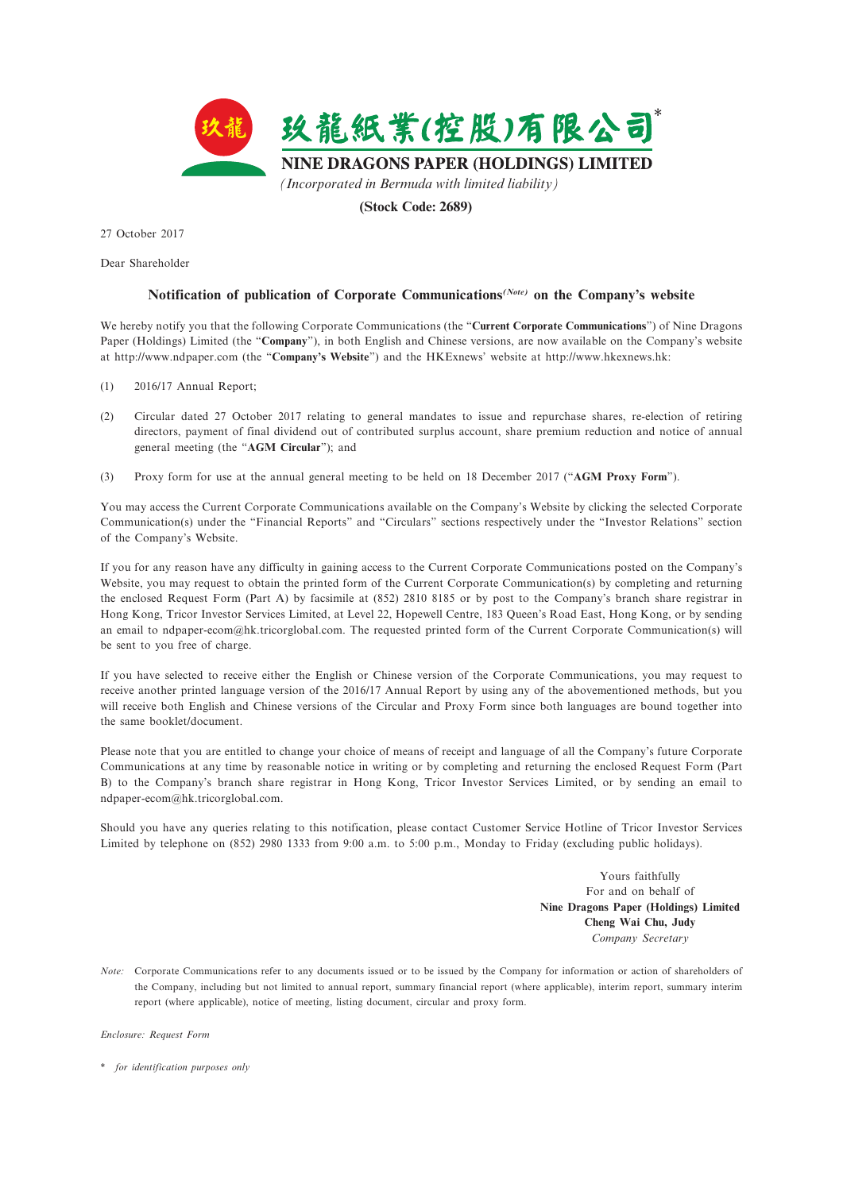玖龍紙業(控股)有限公司*

**NINE DRAGONS PAPER (HOLDINGS) LIMITED**

*(Incorporated in Bermuda with limited liability)*

**(Stock Code: 2689)**

27 October 2017

Dear Shareholder

## Notification of publication of Corporate Communications*(Note)* on the Company's website

We hereby notify you that the following Corporate Communications (the "**Current Corporate Communications**") of Nine Dragons Paper (Holdings) Limited (the "**Company**"), in both English and Chinese versions, are now available on the Company's website at http://www.ndpaper.com (the "**Company's Website**") and the HKExnews' website at http://www.hkexnews.hk:

(1) 2016/17 Annual Report;

(2) Circular dated 27 October 2017 relating to general mandates to issue and repurchase shares, re-election of retiring directors, payment of final dividend out of contributed surplus account, share premium reduction and notice of annual general meeting (the "**AGM Circular**"); and

(3) Proxy form for use at the annual general meeting to be held on 18 December 2017 ("**AGM Proxy Form**").

You may access the Current Corporate Communications available on the Company's Website by clicking the selected Corporate Communication(s) under the "Financial Reports" and "Circulars" sections respectively under the "Investor Relations" section of the Company's Website.

If you for any reason have any difficulty in gaining access to the Current Corporate Communications posted on the Company's Website, you may request to obtain the printed form of the Current Corporate Communication(s) by completing and returning the enclosed Request Form (Part A) by facsimile at (852) 2810 8185 or by post to the Company's branch share registrar in Hong Kong, Tricor Investor Services Limited, at Level 22, Hopewell Centre, 183 Queen's Road East, Hong Kong, or by sending an email to ndpaper-ecom@hk.tricorglobal.com. The requested printed form of the Current Corporate Communication(s) will be sent to you free of charge.

If you have selected to receive either the English or Chinese version of the Corporate Communications, you may request to receive another printed language version of the 2016/17 Annual Report by using any of the abovementioned methods, but you will receive both English and Chinese versions of the Circular and Proxy Form since both languages are bound together into the same booklet/document.

Please note that you are entitled to change your choice of means of receipt and language of all the Company's future Corporate Communications at any time by reasonable notice in writing or by completing and returning the enclosed Request Form (Part B) to the Company's branch share registrar in Hong Kong, Tricor Investor Services Limited, or by sending an email to ndpaper-ecom@hk.tricorglobal.com.

Should you have any queries relating to this notification, please contact Customer Service Hotline of Tricor Investor Services Limited by telephone on (852) 2980 1333 from 9:00 a.m. to 5:00 p.m., Monday to Friday (excluding public holidays).

Yours faithfully
For and on behalf of
**Nine Dragons Paper (Holdings) Limited**
**Cheng Wai Chu, Judy**
*Company Secretary*

*Note:* Corporate Communications refer to any documents issued or to be issued by the Company for information or action of shareholders of the Company, including but not limited to annual report, summary financial report (where applicable), interim report, summary interim report (where applicable), notice of meeting, listing document, circular and proxy form.

*Enclosure: Request Form*

\* *for identification purposes only*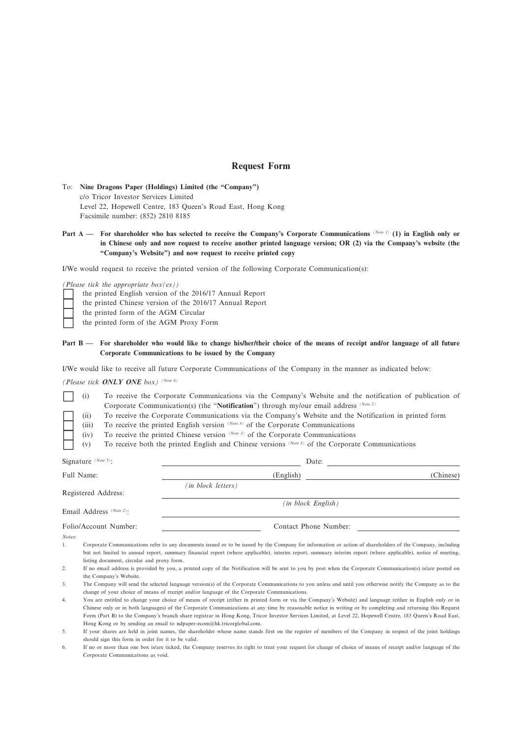# Request Form

To: **Nine Dragons Paper (Holdings) Limited (the "Company")**
c/o Tricor Investor Services Limited
Level 22, Hopewell Centre, 183 Queen's Road East, Hong Kong
Facsimile number: (852) 2810 8185

**Part A — For shareholder who has selected to receive the Company's Corporate Communications** *(Note 1)* **(1) in English only or in Chinese only and now request to receive another printed language version; OR (2) via the Company's website (the "Company's Website") and now request to receive printed copy**

I/We would request to receive the printed version of the following Corporate Communication(s):

*(Please tick the appropriate box(es))*

- ☐ the printed English version of the 2016/17 Annual Report
- ☐ the printed Chinese version of the 2016/17 Annual Report
- ☐ the printed form of the AGM Circular
- ☐ the printed form of the AGM Proxy Form

**Part B — For shareholder who would like to change his/her/their choice of the means of receipt and/or language of all future Corporate Communications to be issued by the Company**

I/We would like to receive all future Corporate Communications of the Company in the manner as indicated below:

*(Please tick **ONLY ONE** box)* *(Note 6)*

- ☐ (i) To receive the Corporate Communications via the Company's Website and the notification of publication of Corporate Communication(s) (the "**Notification**") through my/our email address *(Note 2)*
- ☐ (ii) To receive the Corporate Communications via the Company's Website and the Notification in printed form
- ☐ (iii) To receive the printed English version *(Note 3)* of the Corporate Communications
- ☐ (iv) To receive the printed Chinese version *(Note 3)* of the Corporate Communications
- ☐ (v) To receive both the printed English and Chinese versions *(Note 3)* of the Corporate Communications

Signature *(Note 5)*: ______________________ Date: ______________________

Full Name: ______________________ (English) ______________________ (Chinese)
*(in block letters)*

Registered Address: ______________________________________________
*(in block English)*

Email Address *(Note 2)*: ______________________________________________

Folio/Account Number: ______________________ Contact Phone Number: ______________________

*Notes:*

1. Corporate Communications refer to any documents issued or to be issued by the Company for information or action of shareholders of the Company, including but not limited to annual report, summary financial report (where applicable), interim report, summary interim report (where applicable), notice of meeting, listing document, circular and proxy form.
2. If no email address is provided by you, a printed copy of the Notification will be sent to you by post when the Corporate Communication(s) is/are posted on the Company's Website.
3. The Company will send the selected language version(s) of the Corporate Communications to you unless and until you otherwise notify the Company as to the change of your choice of means of receipt and/or language of the Corporate Communications.
4. You are entitled to change your choice of means of receipt (either in printed form or via the Company's Website) and language (either in English only or in Chinese only or in both languages) of the Corporate Communications at any time by reasonable notice in writing or by completing and returning this Request Form (Part B) to the Company's branch share registrar in Hong Kong, Tricor Investor Services Limited, at Level 22, Hopewell Centre, 183 Queen's Road East, Hong Kong or by sending an email to ndpaper-ecom@hk.tricorglobal.com.
5. If your shares are held in joint names, the shareholder whose name stands first on the register of members of the Company in respect of the joint holdings should sign this form in order for it to be valid.
6. If no or more than one box is/are ticked, the Company reserves its right to treat your request for change of choice of means of receipt and/or language of the Corporate Communications as void.